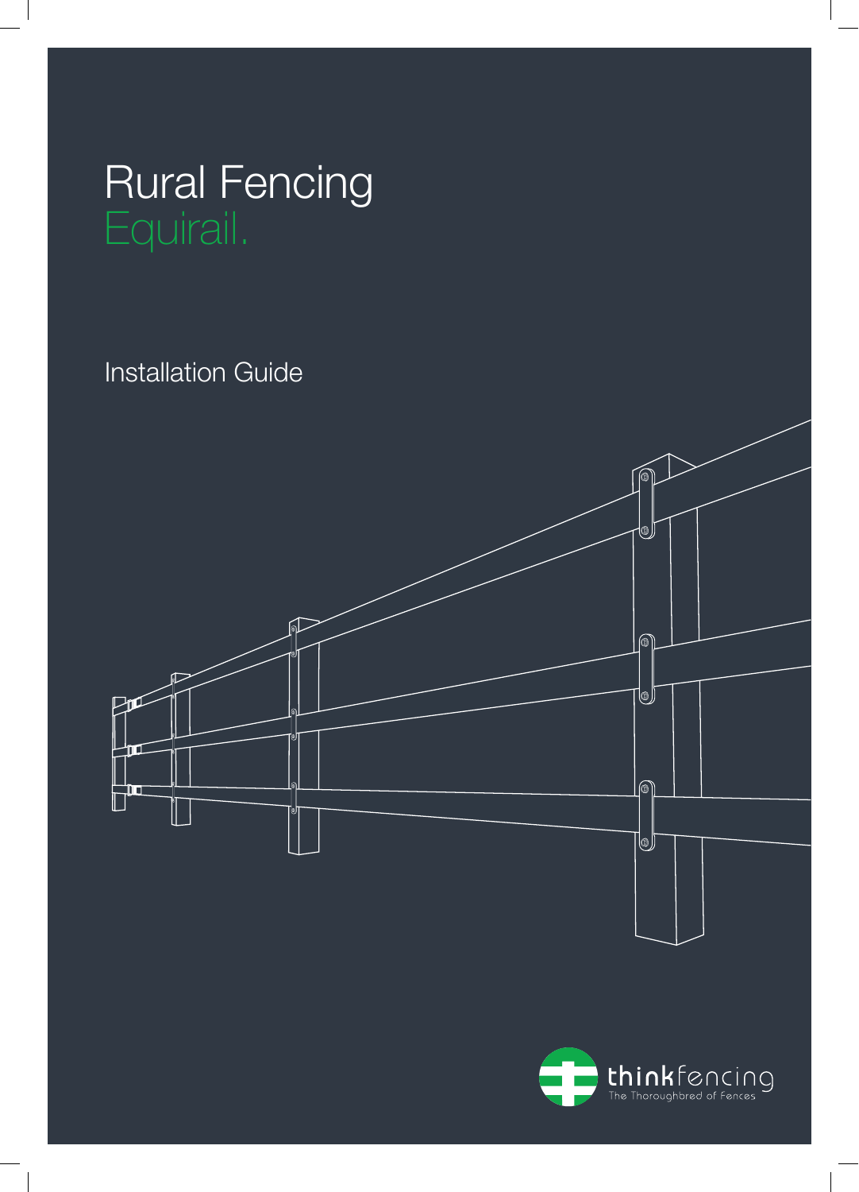# Rural Fencing
## Equirail.

Installation Guide

thinkfencing
The Thoroughbred of Fences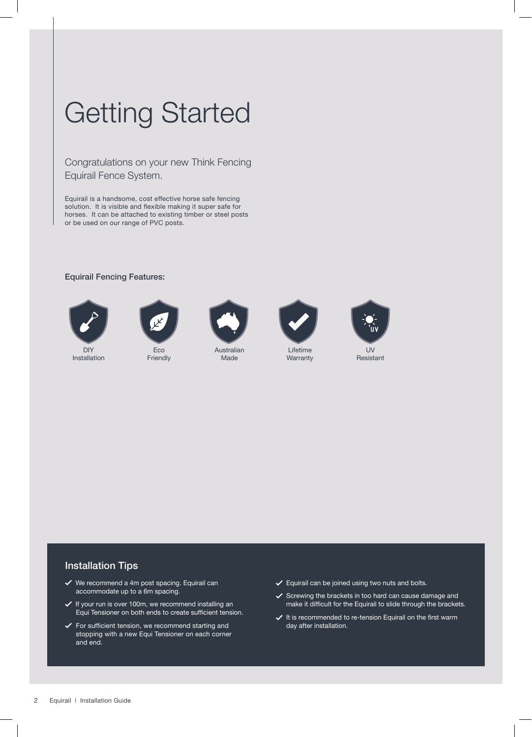# Getting Started

Congratulations on your new Think Fencing Equirail Fence System.

Equirail is a handsome, cost effective horse safe fencing solution. It is visible and flexible making it super safe for horses. It can be attached to existing timber or steel posts or be used on our range of PVC posts.

**Equirail Fencing Features:**

- DIY Installation
- Eco Friendly
- Australian Made
- Lifetime Warranty
- UV Resistant

## Installation Tips

- ✓ We recommend a 4m post spacing. Equirail can accommodate up to a 6m spacing.
- ✓ If your run is over 100m, we recommend installing an Equi Tensioner on both ends to create sufficient tension.
- ✓ For sufficient tension, we recommend starting and stopping with a new Equi Tensioner on each corner and end.
- ✓ Equirail can be joined using two nuts and bolts.
- ✓ Screwing the brackets in too hard can cause damage and make it difficult for the Equirail to slide through the brackets.
- ✓ It is recommended to re-tension Equirail on the first warm day after installation.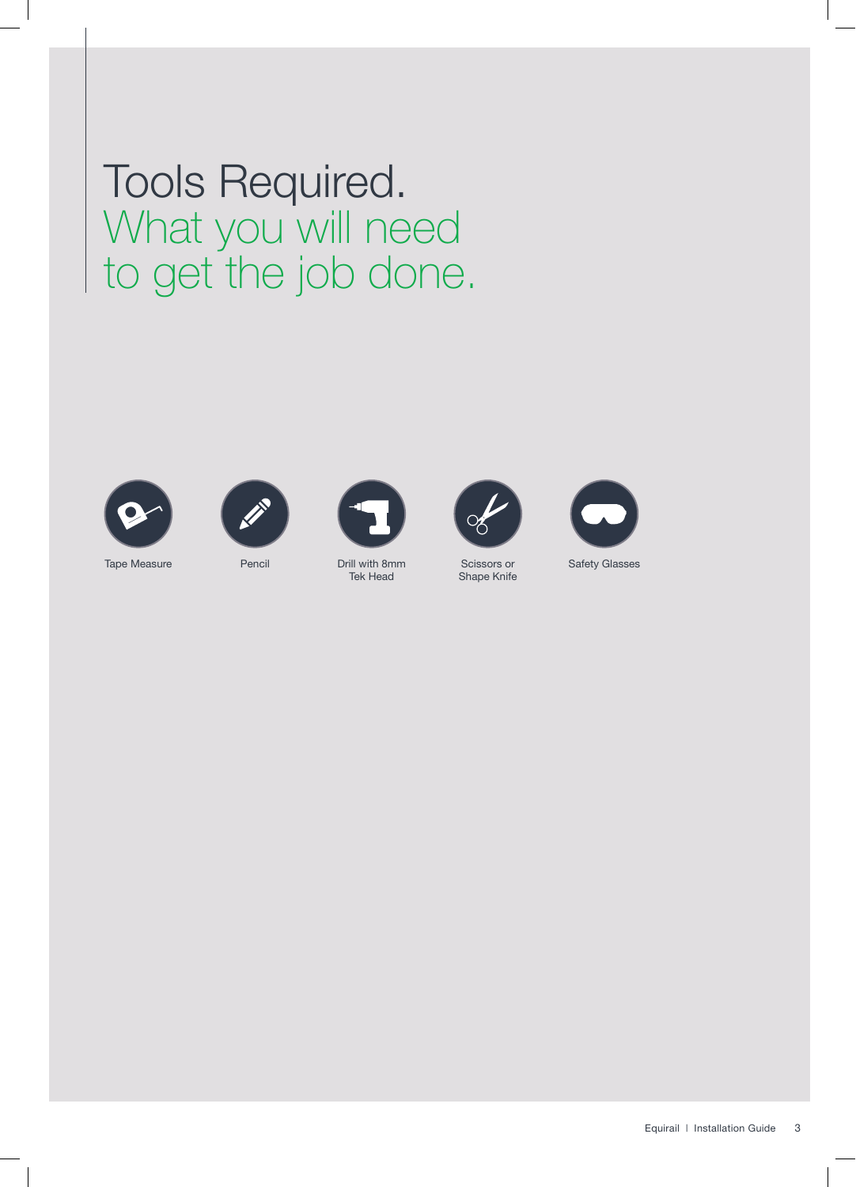# Tools Required.

## What you will need to get the job done.

- Tape Measure
- Pencil
- Drill with 8mm Tek Head
- Scissors or Shape Knife
- Safety Glasses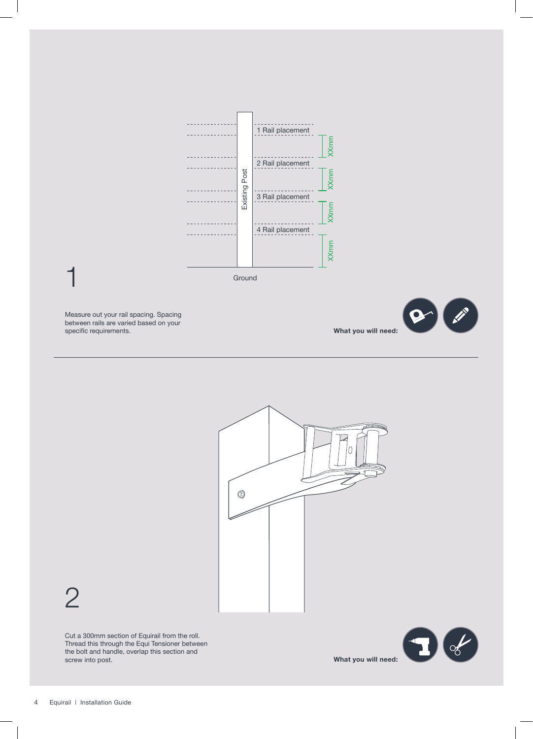# 1

Existing Post

1 Rail placement

XXmm

2 Rail placement

XXmm

3 Rail placement

XXmm

4 Rail placement

XXmm

Ground

Measure out your rail spacing. Spacing between rails are varied based on your specific requirements.

**What you will need:**

# 2

Cut a 300mm section of Equirail from the roll. Thread this through the Equi Tensioner between the bolt and handle, overlap this section and screw into post.

**What you will need:**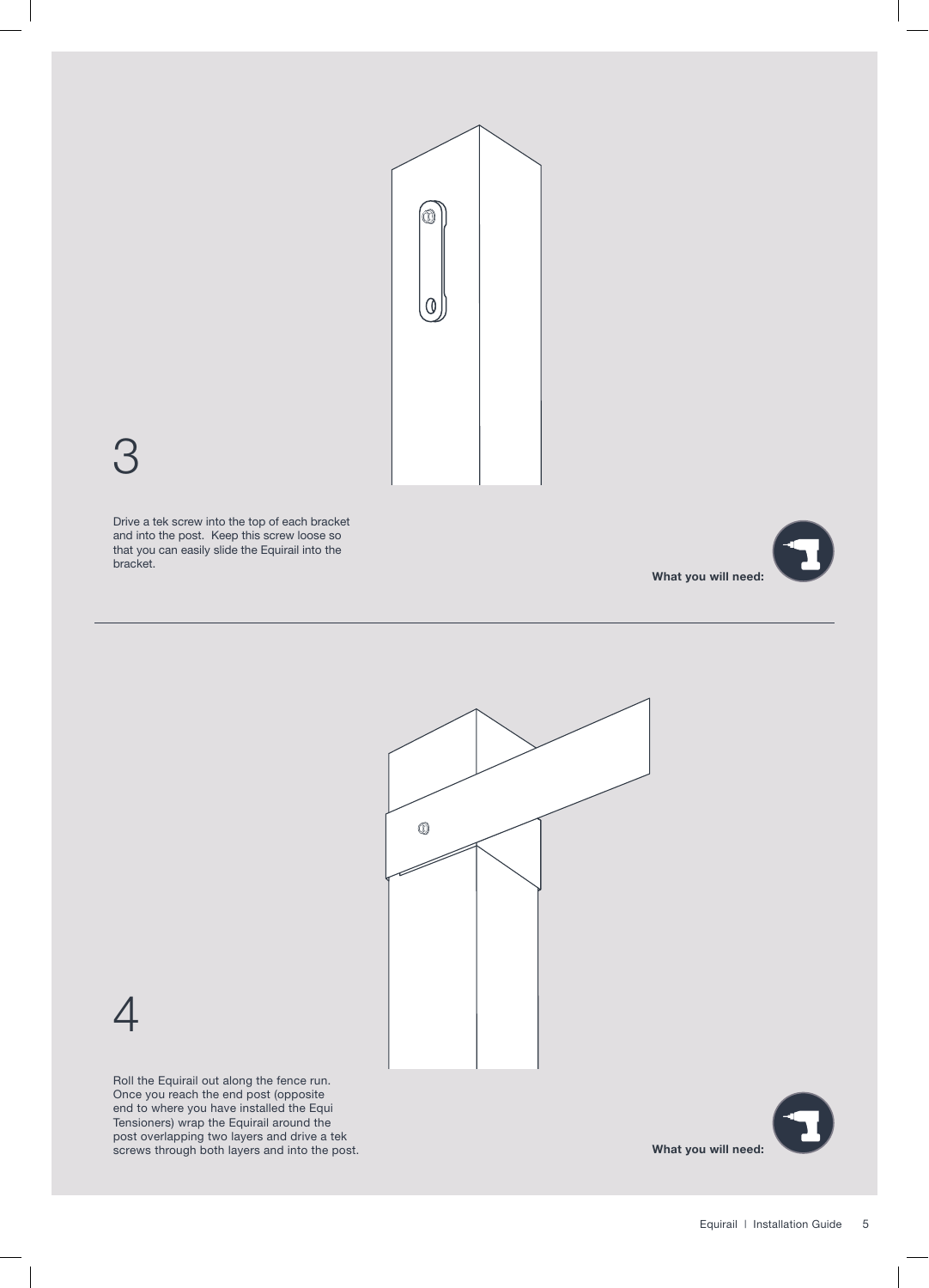## 3

Drive a tek screw into the top of each bracket and into the post. Keep this screw loose so that you can easily slide the Equirail into the bracket.

**What you will need:**

---

## 4

Roll the Equirail out along the fence run. Once you reach the end post (opposite end to where you have installed the Equi Tensioners) wrap the Equirail around the post overlapping two layers and drive a tek screws through both layers and into the post.

**What you will need:**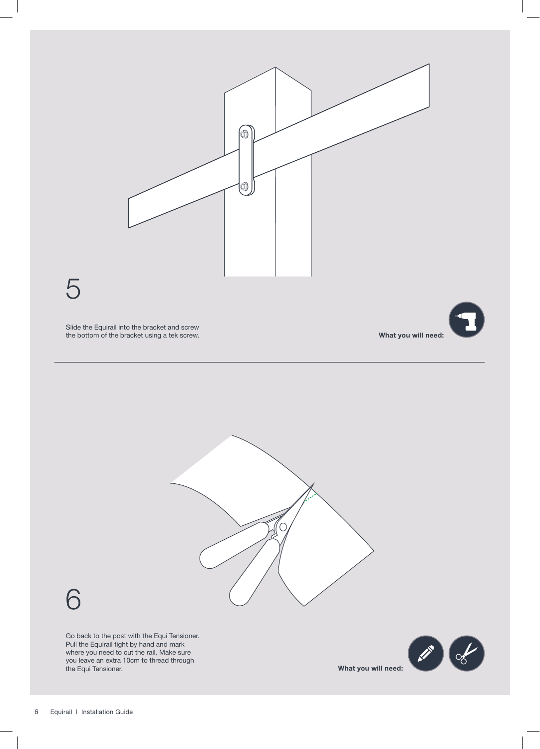## 5

Slide the Equirail into the bracket and screw the bottom of the bracket using a tek screw.

**What you will need:**

## 6

Go back to the post with the Equi Tensioner. Pull the Equirail tight by hand and mark where you need to cut the rail. Make sure you leave an extra 10cm to thread through the Equi Tensioner.

**What you will need:**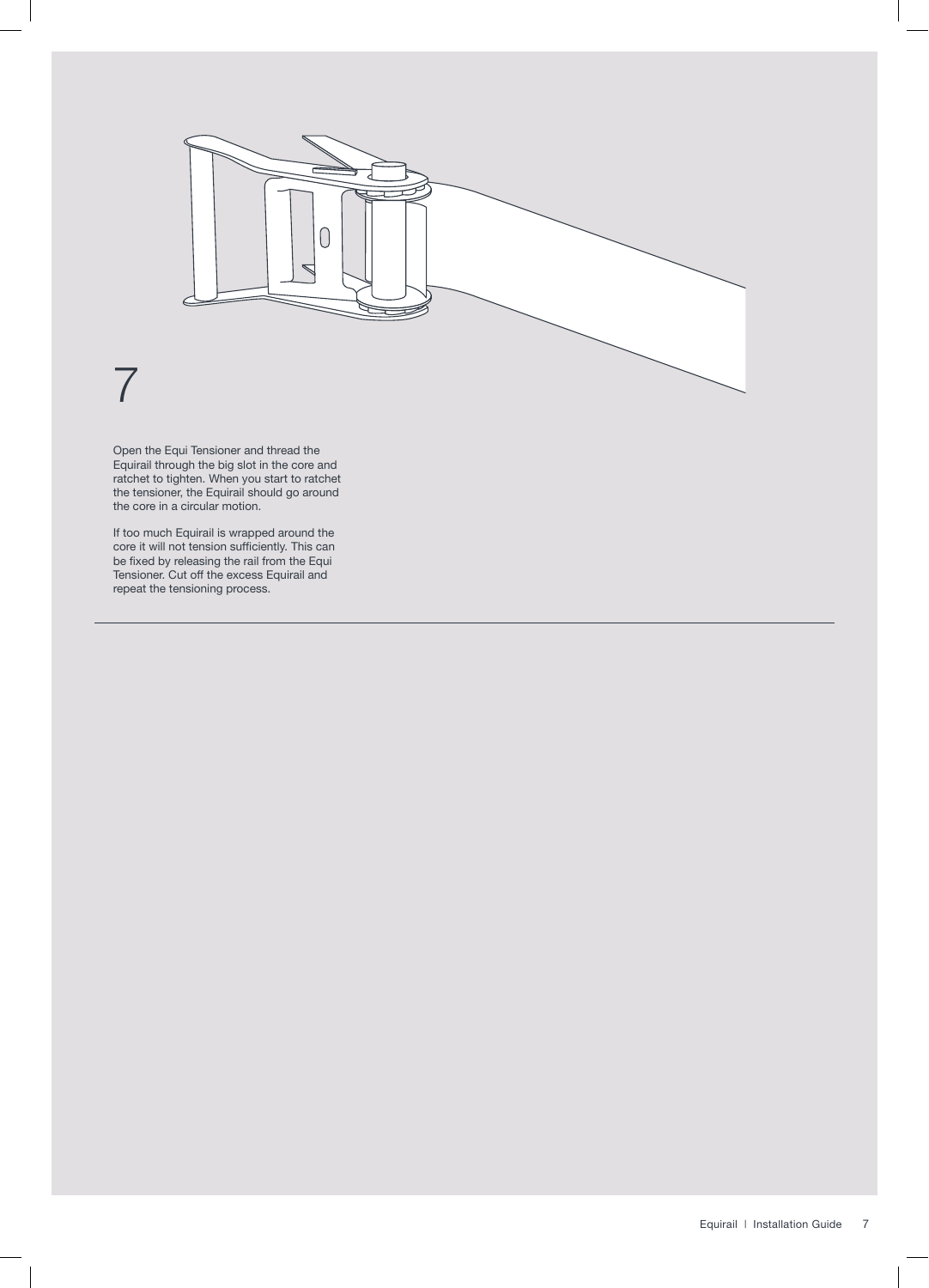## 7

Open the Equi Tensioner and thread the Equirail through the big slot in the core and ratchet to tighten. When you start to ratchet the tensioner, the Equirail should go around the core in a circular motion.

If too much Equirail is wrapped around the core it will not tension sufficiently. This can be fixed by releasing the rail from the Equi Tensioner. Cut off the excess Equirail and repeat the tensioning process.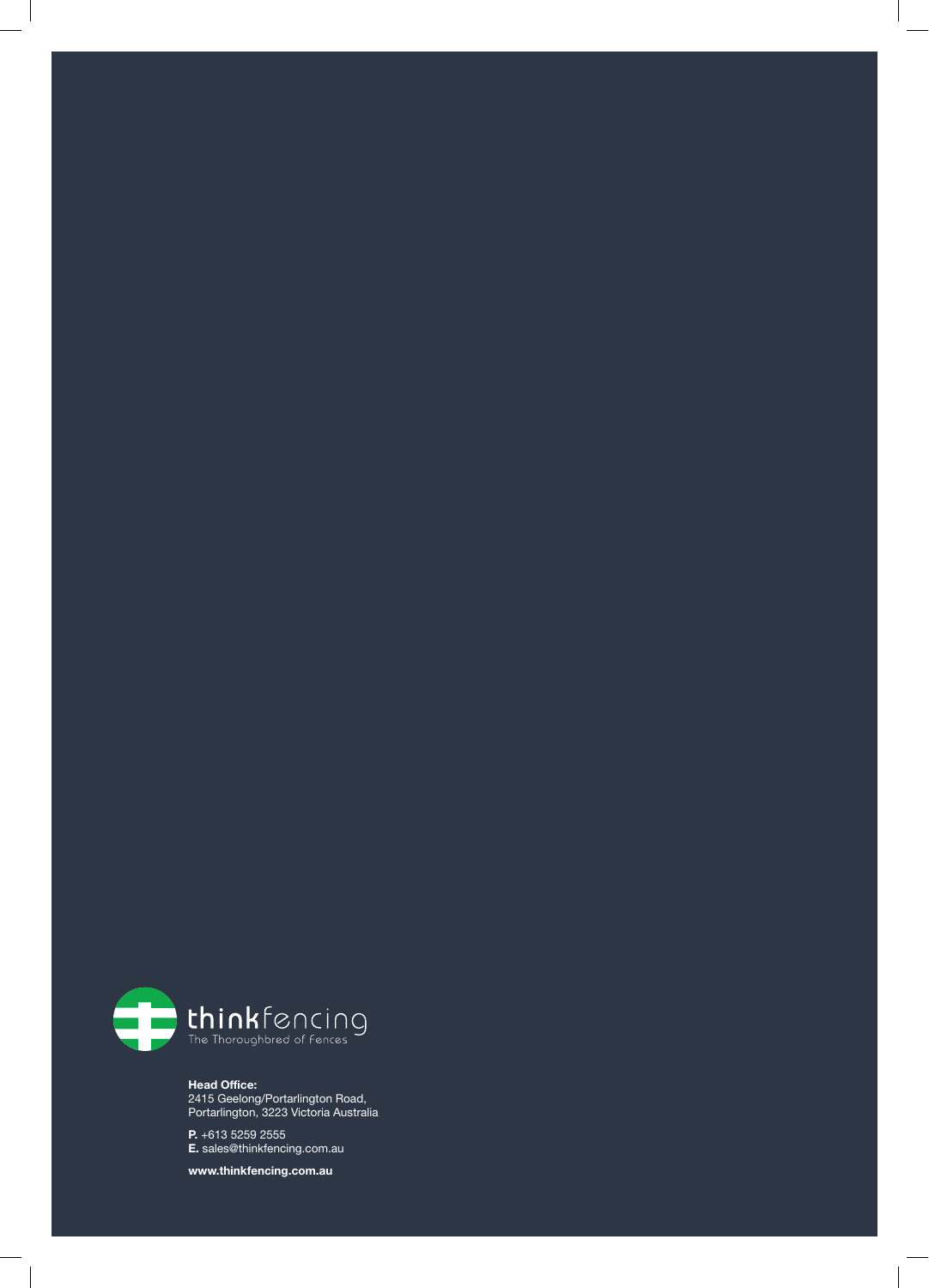thinkfencing
The Thoroughbred of Fences

**Head Office:**
2415 Geelong/Portarlington Road,
Portarlington, 3223 Victoria Australia

**P.** +613 5259 2555
**E.** sales@thinkfencing.com.au

**www.thinkfencing.com.au**